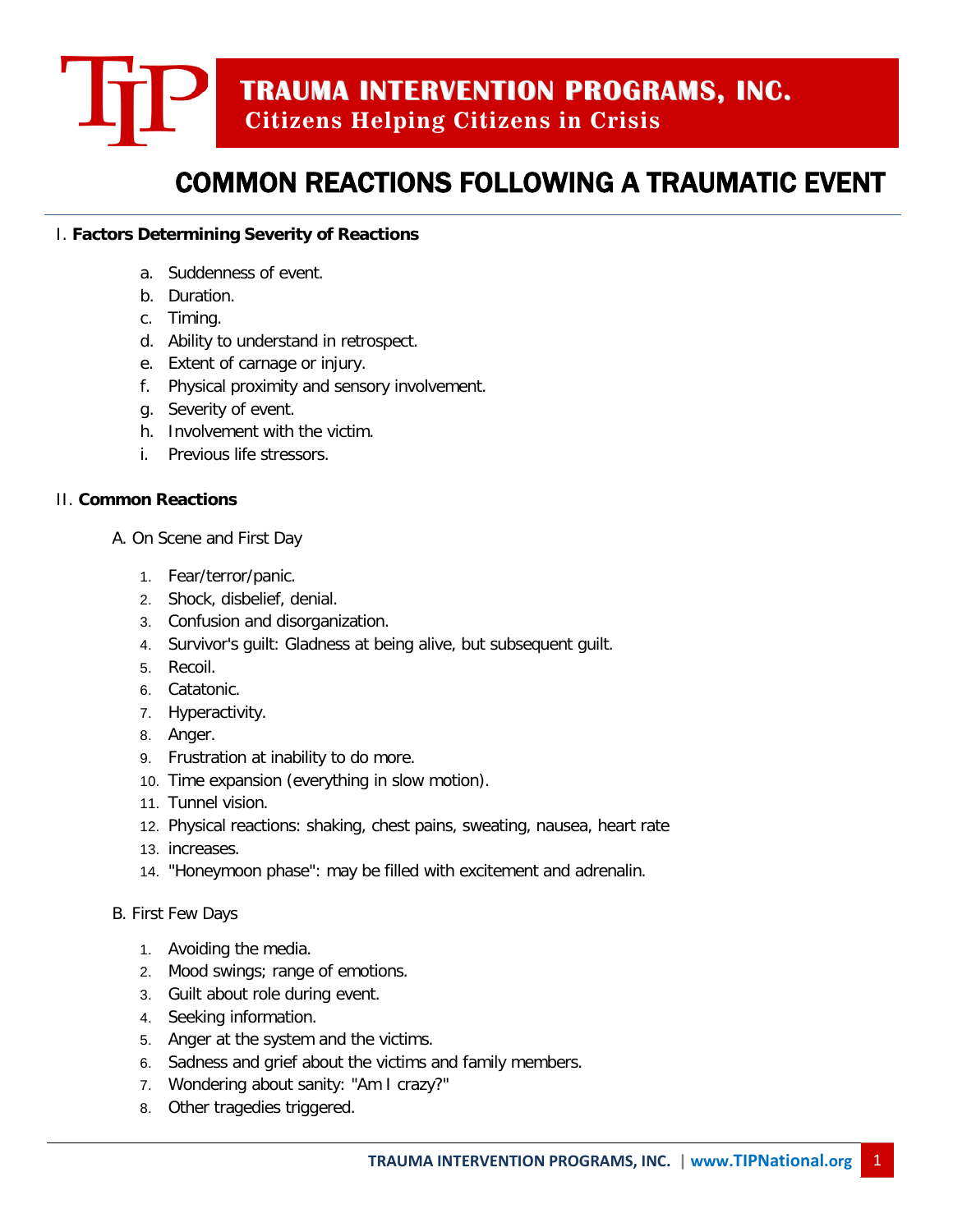# TRAUMA INTERVENTION PROGRAMS, INC.

**Citizens Helping Citizens in Crisis**

## COMMON REACTIONS FOLLOWING A TRAUMATIC EVENT

I. **Factors Determining Severity of Reactions**

a. Suddenness of event.
b. Duration.
c. Timing.
d. Ability to understand in retrospect.
e. Extent of carnage or injury.
f. Physical proximity and sensory involvement.
g. Severity of event.
h. Involvement with the victim.
i. Previous life stressors.

II. **Common Reactions**

A. On Scene and First Day

1. Fear/terror/panic.
2. Shock, disbelief, denial.
3. Confusion and disorganization.
4. Survivor's guilt: Gladness at being alive, but subsequent guilt.
5. Recoil.
6. Catatonic.
7. Hyperactivity.
8. Anger.
9. Frustration at inability to do more.
10. Time expansion (everything in slow motion).
11. Tunnel vision.
12. Physical reactions: shaking, chest pains, sweating, nausea, heart rate
13. increases.
14. "Honeymoon phase": may be filled with excitement and adrenalin.

B. First Few Days

1. Avoiding the media.
2. Mood swings; range of emotions.
3. Guilt about role during event.
4. Seeking information.
5. Anger at the system and the victims.
6. Sadness and grief about the victims and family members.
7. Wondering about sanity: "Am I crazy?"
8. Other tragedies triggered.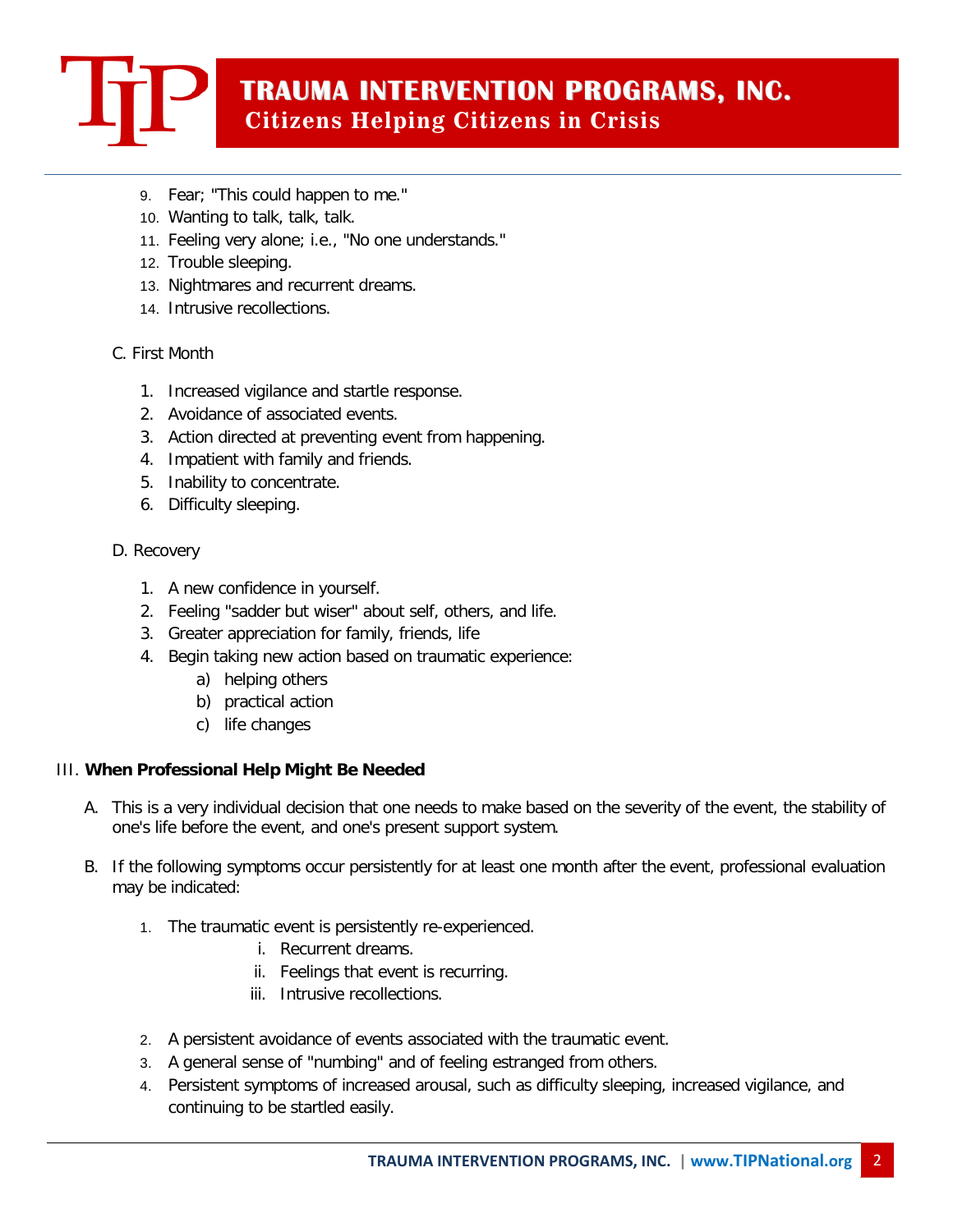9. Fear; "This could happen to me."
10. Wanting to talk, talk, talk.
11. Feeling very alone; i.e., "No one understands."
12. Trouble sleeping.
13. Nightmares and recurrent dreams.
14. Intrusive recollections.

C. First Month

1. Increased vigilance and startle response.
2. Avoidance of associated events.
3. Action directed at preventing event from happening.
4. Impatient with family and friends.
5. Inability to concentrate.
6. Difficulty sleeping.

D. Recovery

1. A new confidence in yourself.
2. Feeling "sadder but wiser" about self, others, and life.
3. Greater appreciation for family, friends, life
4. Begin taking new action based on traumatic experience:
    a) helping others
    b) practical action
    c) life changes

III. **When Professional Help Might Be Needed**

A. This is a very individual decision that one needs to make based on the severity of the event, the stability of one's life before the event, and one's present support system.

B. If the following symptoms occur persistently for at least one month after the event, professional evaluation may be indicated:

1. The traumatic event is persistently re-experienced.
    i. Recurrent dreams.
    ii. Feelings that event is recurring.
    iii. Intrusive recollections.
2. A persistent avoidance of events associated with the traumatic event.
3. A general sense of "numbing" and of feeling estranged from others.
4. Persistent symptoms of increased arousal, such as difficulty sleeping, increased vigilance, and continuing to be startled easily.